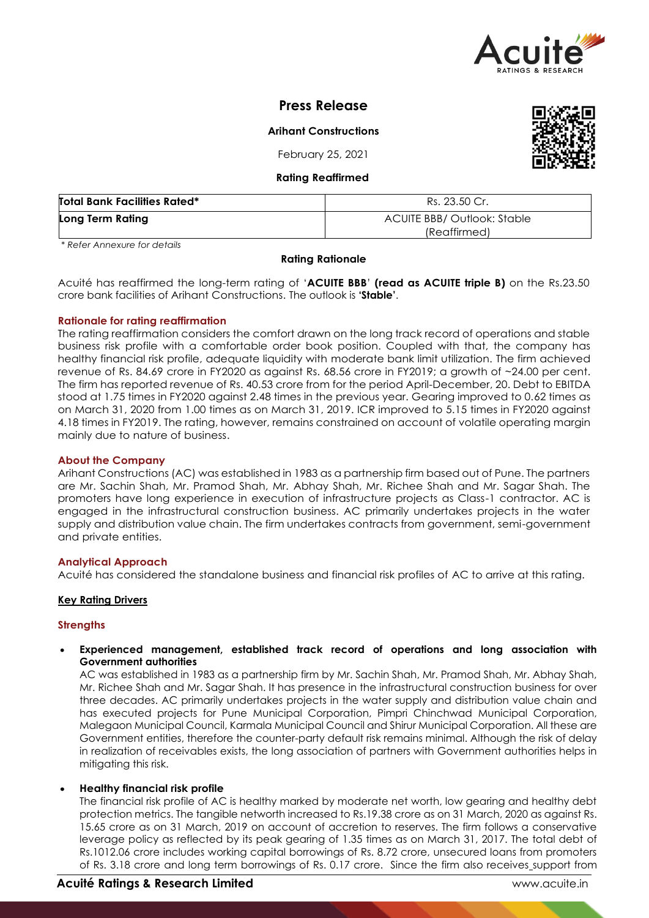# Press Release

**Arihant Constructions**

February 25, 2021

**Rating Reaffirmed**

| **Total Bank Facilities Rated*** | Rs. 23.50 Cr. |
|---|---|
| **Long Term Rating** | ACUITE BBB/ Outlook: Stable (Reaffirmed) |

*\* Refer Annexure for details*

**Rating Rationale**

Acuité has reaffirmed the long-term rating of '**ACUITE BBB**' **(read as ACUITE triple B)** on the Rs.23.50 crore bank facilities of Arihant Constructions. The outlook is **'Stable'**.

### Rationale for rating reaffirmation

The rating reaffirmation considers the comfort drawn on the long track record of operations and stable business risk profile with a comfortable order book position. Coupled with that, the company has healthy financial risk profile, adequate liquidity with moderate bank limit utilization. The firm achieved revenue of Rs. 84.69 crore in FY2020 as against Rs. 68.56 crore in FY2019; a growth of ~24.00 per cent. The firm has reported revenue of Rs. 40.53 crore from for the period April-December, 20. Debt to EBITDA stood at 1.75 times in FY2020 against 2.48 times in the previous year. Gearing improved to 0.62 times as on March 31, 2020 from 1.00 times as on March 31, 2019. ICR improved to 5.15 times in FY2020 against 4.18 times in FY2019. The rating, however, remains constrained on account of volatile operating margin mainly due to nature of business.

### About the Company

Arihant Constructions (AC) was established in 1983 as a partnership firm based out of Pune. The partners are Mr. Sachin Shah, Mr. Pramod Shah, Mr. Abhay Shah, Mr. Richee Shah and Mr. Sagar Shah. The promoters have long experience in execution of infrastructure projects as Class-1 contractor. AC is engaged in the infrastructural construction business. AC primarily undertakes projects in the water supply and distribution value chain. The firm undertakes contracts from government, semi-government and private entities.

### Analytical Approach

Acuité has considered the standalone business and financial risk profiles of AC to arrive at this rating.

## Key Rating Drivers

### Strengths

- **Experienced management, established track record of operations and long association with Government authorities**

  AC was established in 1983 as a partnership firm by Mr. Sachin Shah, Mr. Pramod Shah, Mr. Abhay Shah, Mr. Richee Shah and Mr. Sagar Shah. It has presence in the infrastructural construction business for over three decades. AC primarily undertakes projects in the water supply and distribution value chain and has executed projects for Pune Municipal Corporation, Pimpri Chinchwad Municipal Corporation, Malegaon Municipal Council, Karmala Municipal Council and Shirur Municipal Corporation. All these are Government entities, therefore the counter-party default risk remains minimal. Although the risk of delay in realization of receivables exists, the long association of partners with Government authorities helps in mitigating this risk.

- **Healthy financial risk profile**

  The financial risk profile of AC is healthy marked by moderate net worth, low gearing and healthy debt protection metrics. The tangible networth increased to Rs.19.38 crore as on 31 March, 2020 as against Rs. 15.65 crore as on 31 March, 2019 on account of accretion to reserves. The firm follows a conservative leverage policy as reflected by its peak gearing of 1.35 times as on March 31, 2017. The total debt of Rs.1012.06 crore includes working capital borrowings of Rs. 8.72 crore, unsecured loans from promoters of Rs. 3.18 crore and long term borrowings of Rs. 0.17 crore. Since the firm also receives_support from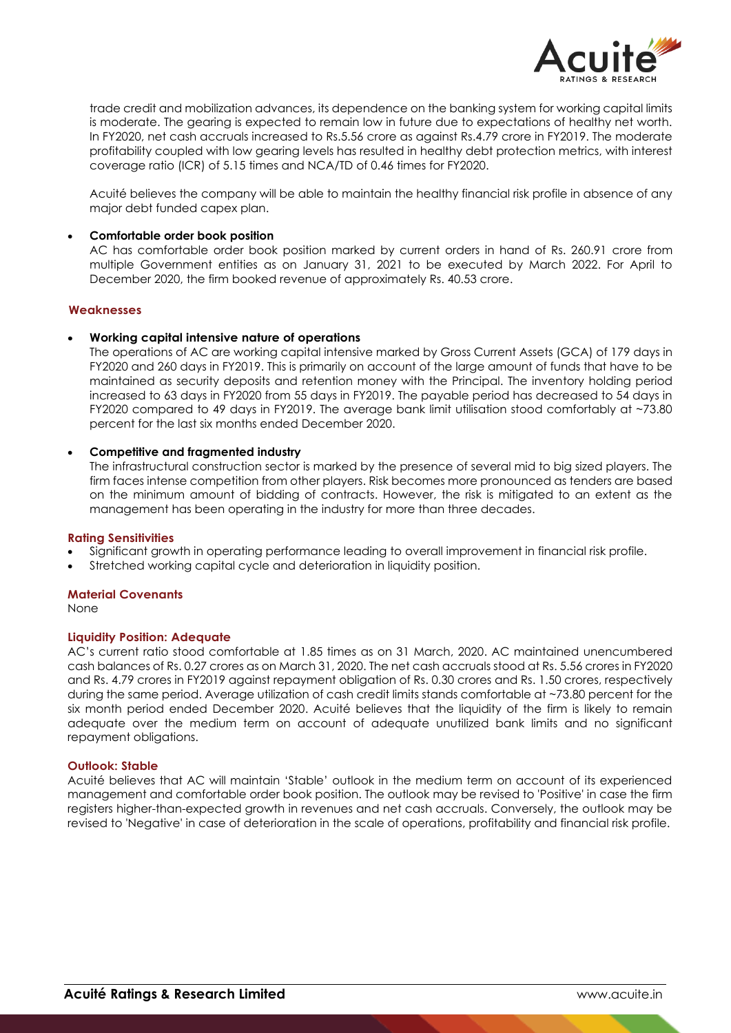trade credit and mobilization advances, its dependence on the banking system for working capital limits is moderate. The gearing is expected to remain low in future due to expectations of healthy net worth. In FY2020, net cash accruals increased to Rs.5.56 crore as against Rs.4.79 crore in FY2019. The moderate profitability coupled with low gearing levels has resulted in healthy debt protection metrics, with interest coverage ratio (ICR) of 5.15 times and NCA/TD of 0.46 times for FY2020.

Acuité believes the company will be able to maintain the healthy financial risk profile in absence of any major debt funded capex plan.

- **Comfortable order book position**
  AC has comfortable order book position marked by current orders in hand of Rs. 260.91 crore from multiple Government entities as on January 31, 2021 to be executed by March 2022. For April to December 2020, the firm booked revenue of approximately Rs. 40.53 crore.

## Weaknesses

- **Working capital intensive nature of operations**
  The operations of AC are working capital intensive marked by Gross Current Assets (GCA) of 179 days in FY2020 and 260 days in FY2019. This is primarily on account of the large amount of funds that have to be maintained as security deposits and retention money with the Principal. The inventory holding period increased to 63 days in FY2020 from 55 days in FY2019. The payable period has decreased to 54 days in FY2020 compared to 49 days in FY2019. The average bank limit utilisation stood comfortably at ~73.80 percent for the last six months ended December 2020.

- **Competitive and fragmented industry**
  The infrastructural construction sector is marked by the presence of several mid to big sized players. The firm faces intense competition from other players. Risk becomes more pronounced as tenders are based on the minimum amount of bidding of contracts. However, the risk is mitigated to an extent as the management has been operating in the industry for more than three decades.

## Rating Sensitivities

- Significant growth in operating performance leading to overall improvement in financial risk profile.
- Stretched working capital cycle and deterioration in liquidity position.

## Material Covenants

None

## Liquidity Position: Adequate

AC's current ratio stood comfortable at 1.85 times as on 31 March, 2020. AC maintained unencumbered cash balances of Rs. 0.27 crores as on March 31, 2020. The net cash accruals stood at Rs. 5.56 crores in FY2020 and Rs. 4.79 crores in FY2019 against repayment obligation of Rs. 0.30 crores and Rs. 1.50 crores, respectively during the same period. Average utilization of cash credit limits stands comfortable at ~73.80 percent for the six month period ended December 2020. Acuité believes that the liquidity of the firm is likely to remain adequate over the medium term on account of adequate unutilized bank limits and no significant repayment obligations.

## Outlook: Stable

Acuité believes that AC will maintain 'Stable' outlook in the medium term on account of its experienced management and comfortable order book position. The outlook may be revised to 'Positive' in case the firm registers higher-than-expected growth in revenues and net cash accruals. Conversely, the outlook may be revised to 'Negative' in case of deterioration in the scale of operations, profitability and financial risk profile.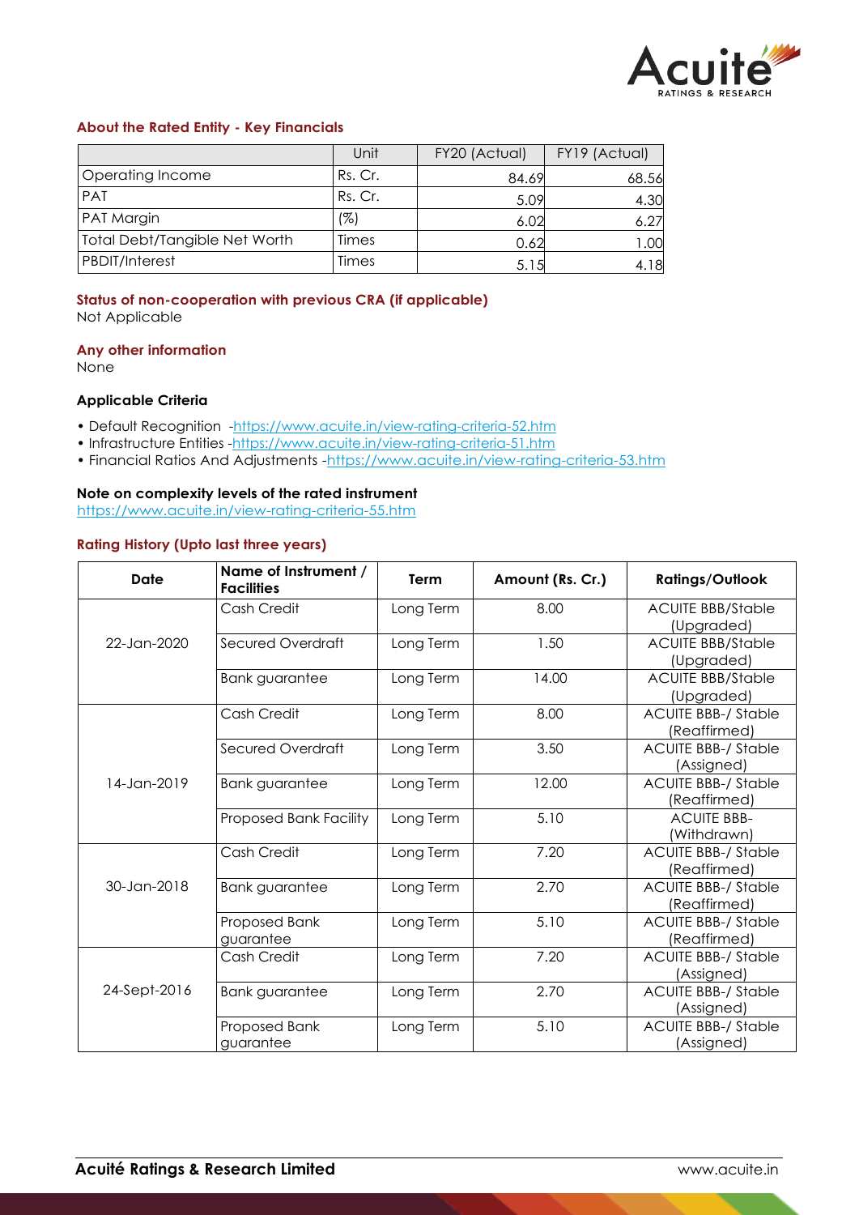### About the Rated Entity - Key Financials

| | Unit | FY20 (Actual) | FY19 (Actual) |
|---|---|---|---|
| Operating Income | Rs. Cr. | 84.69 | 68.56 |
| PAT | Rs. Cr. | 5.09 | 4.30 |
| PAT Margin | (%) | 6.02 | 6.27 |
| Total Debt/Tangible Net Worth | Times | 0.62 | 1.00 |
| PBDIT/Interest | Times | 5.15 | 4.18 |

### Status of non-cooperation with previous CRA (if applicable)

Not Applicable

### Any other information

None

### Applicable Criteria

- Default Recognition -https://www.acuite.in/view-rating-criteria-52.htm
- Infrastructure Entities -https://www.acuite.in/view-rating-criteria-51.htm
- Financial Ratios And Adjustments -https://www.acuite.in/view-rating-criteria-53.htm

### Note on complexity levels of the rated instrument

https://www.acuite.in/view-rating-criteria-55.htm

### Rating History (Upto last three years)

| Date | Name of Instrument / Facilities | Term | Amount (Rs. Cr.) | Ratings/Outlook |
|---|---|---|---|---|
| 22-Jan-2020 | Cash Credit | Long Term | 8.00 | ACUITE BBB/Stable (Upgraded) |
| | Secured Overdraft | Long Term | 1.50 | ACUITE BBB/Stable (Upgraded) |
| | Bank guarantee | Long Term | 14.00 | ACUITE BBB/Stable (Upgraded) |
| 14-Jan-2019 | Cash Credit | Long Term | 8.00 | ACUITE BBB- Stable (Reaffirmed) |
| | Secured Overdraft | Long Term | 3.50 | ACUITE BBB- Stable (Assigned) |
| | Bank guarantee | Long Term | 12.00 | ACUITE BBB- Stable (Reaffirmed) |
| | Proposed Bank Facility | Long Term | 5.10 | ACUITE BBB- (Withdrawn) |
| 30-Jan-2018 | Cash Credit | Long Term | 7.20 | ACUITE BBB- Stable (Reaffirmed) |
| | Bank guarantee | Long Term | 2.70 | ACUITE BBB- Stable (Reaffirmed) |
| | Proposed Bank guarantee | Long Term | 5.10 | ACUITE BBB- Stable (Reaffirmed) |
| 24-Sept-2016 | Cash Credit | Long Term | 7.20 | ACUITE BBB- Stable (Assigned) |
| | Bank guarantee | Long Term | 2.70 | ACUITE BBB- Stable (Assigned) |
| | Proposed Bank guarantee | Long Term | 5.10 | ACUITE BBB- Stable (Assigned) |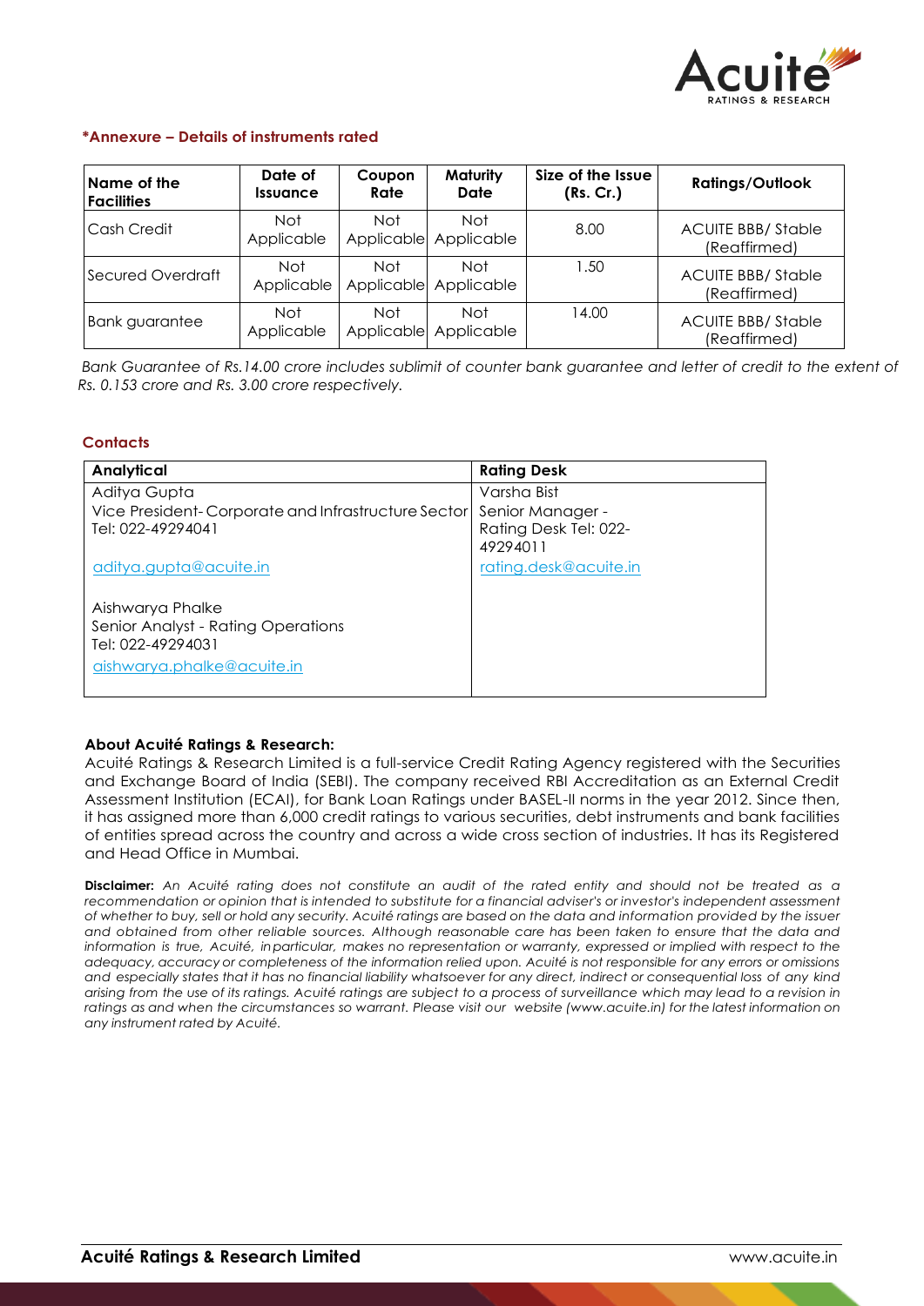### *Annexure – Details of instruments rated

| Name of the Facilities | Date of Issuance | Coupon Rate | Maturity Date | Size of the Issue (Rs. Cr.) | Ratings/Outlook |
|---|---|---|---|---|---|
| Cash Credit | Not Applicable | Not Applicable | Not Applicable | 8.00 | ACUITE BBB/ Stable (Reaffirmed) |
| Secured Overdraft | Not Applicable | Not Applicable | Not Applicable | 1.50 | ACUITE BBB/ Stable (Reaffirmed) |
| Bank guarantee | Not Applicable | Not Applicable | Not Applicable | 14.00 | ACUITE BBB/ Stable (Reaffirmed) |

*Bank Guarantee of Rs.14.00 crore includes sublimit of counter bank guarantee and letter of credit to the extent of Rs. 0.153 crore and Rs. 3.00 crore respectively.*

### Contacts

| Analytical | Rating Desk |
|---|---|
| Aditya Gupta<br>Vice President- Corporate and Infrastructure Sector<br>Tel: 022-49294041<br><br>aditya.gupta@acuite.in<br><br>Aishwarya Phalke<br>Senior Analyst - Rating Operations<br>Tel: 022-49294031<br>aishwarya.phalke@acuite.in | Varsha Bist<br>Senior Manager -<br>Rating Desk Tel: 022-49294011<br><br>rating.desk@acuite.in |

**About Acuité Ratings & Research:**
Acuité Ratings & Research Limited is a full-service Credit Rating Agency registered with the Securities and Exchange Board of India (SEBI). The company received RBI Accreditation as an External Credit Assessment Institution (ECAI), for Bank Loan Ratings under BASEL-II norms in the year 2012. Since then, it has assigned more than 6,000 credit ratings to various securities, debt instruments and bank facilities of entities spread across the country and across a wide cross section of industries. It has its Registered and Head Office in Mumbai.

**Disclaimer:** *An Acuité rating does not constitute an audit of the rated entity and should not be treated as a recommendation or opinion that is intended to substitute for a financial adviser's or investor's independent assessment of whether to buy, sell or hold any security. Acuité ratings are based on the data and information provided by the issuer and obtained from other reliable sources. Although reasonable care has been taken to ensure that the data and information is true, Acuité, in particular, makes no representation or warranty, expressed or implied with respect to the adequacy, accuracy or completeness of the information relied upon. Acuité is not responsible for any errors or omissions and especially states that it has no financial liability whatsoever for any direct, indirect or consequential loss of any kind arising from the use of its ratings. Acuité ratings are subject to a process of surveillance which may lead to a revision in ratings as and when the circumstances so warrant. Please visit our website (www.acuite.in) for the latest information on any instrument rated by Acuité.*